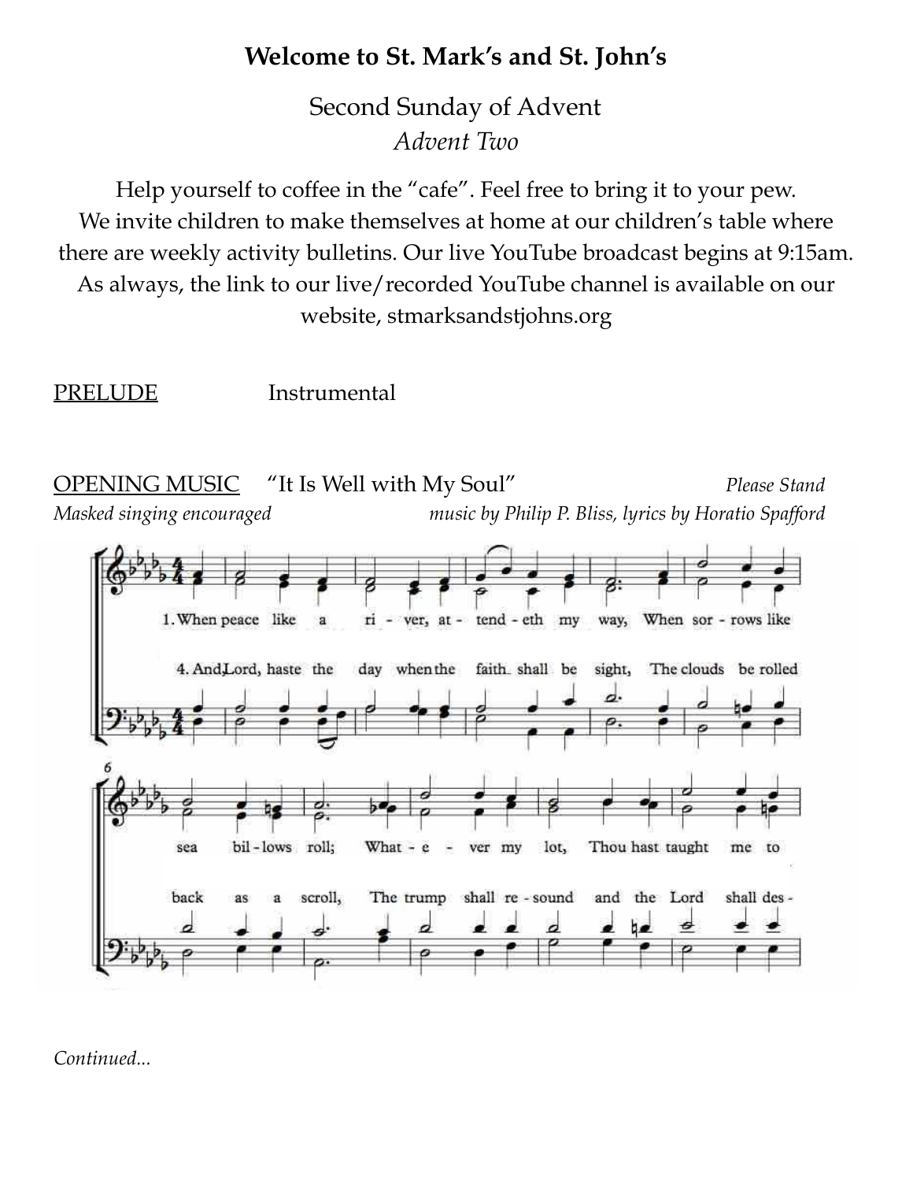# Welcome to St. Mark's and St. John's

Second Sunday of Advent
*Advent Two*

Help yourself to coffee in the "cafe". Feel free to bring it to your pew. We invite children to make themselves at home at our children's table where there are weekly activity bulletins. Our live YouTube broadcast begins at 9:15am. As always, the link to our live/recorded YouTube channel is available on our website, stmarksandstjohns.org

PRELUDE Instrumental

OPENING MUSIC "It Is Well with My Soul" *Please Stand*

*Masked singing encouraged* *music by Philip P. Bliss, lyrics by Horatio Spafford*

*Continued...*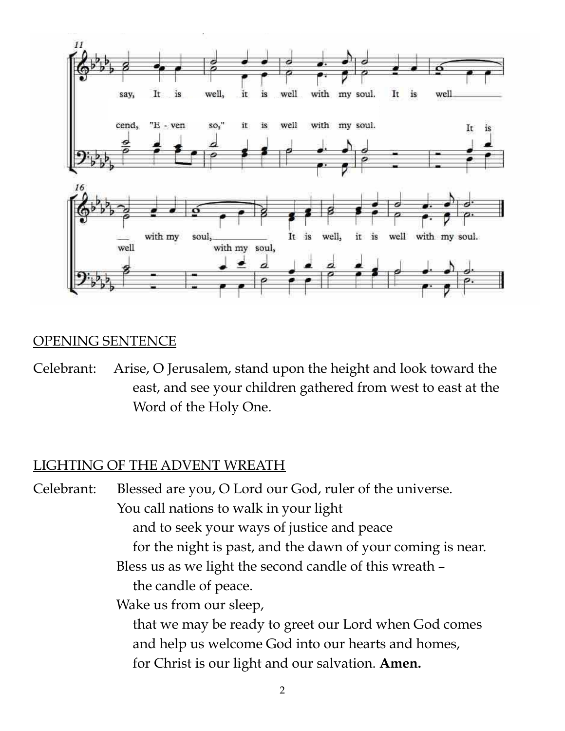## OPENING SENTENCE

Celebrant: Arise, O Jerusalem, stand upon the height and look toward the east, and see your children gathered from west to east at the Word of the Holy One.

## LIGHTING OF THE ADVENT WREATH

Celebrant: Blessed are you, O Lord our God, ruler of the universe.
You call nations to walk in your light
and to seek your ways of justice and peace
for the night is past, and the dawn of your coming is near.
Bless us as we light the second candle of this wreath –
the candle of peace.
Wake us from our sleep,
that we may be ready to greet our Lord when God comes
and help us welcome God into our hearts and homes,
for Christ is our light and our salvation. **Amen.**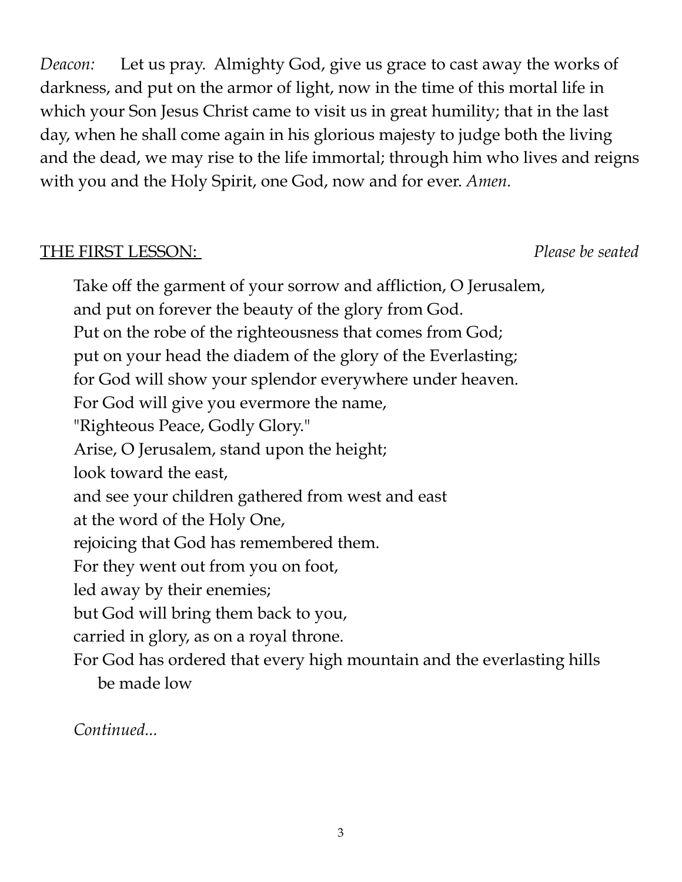*Deacon:* Let us pray. Almighty God, give us grace to cast away the works of darkness, and put on the armor of light, now in the time of this mortal life in which your Son Jesus Christ came to visit us in great humility; that in the last day, when he shall come again in his glorious majesty to judge both the living and the dead, we may rise to the life immortal; through him who lives and reigns with you and the Holy Spirit, one God, now and for ever. *Amen.*

<u>THE FIRST LESSON:</u> *Please be seated*

Take off the garment of your sorrow and affliction, O Jerusalem,
and put on forever the beauty of the glory from God.
Put on the robe of the righteousness that comes from God;
put on your head the diadem of the glory of the Everlasting;
for God will show your splendor everywhere under heaven.
For God will give you evermore the name,
"Righteous Peace, Godly Glory."
Arise, O Jerusalem, stand upon the height;
look toward the east,
and see your children gathered from west and east
at the word of the Holy One,
rejoicing that God has remembered them.
For they went out from you on foot,
led away by their enemies;
but God will bring them back to you,
carried in glory, as on a royal throne.
For God has ordered that every high mountain and the everlasting hills
be made low

*Continued...*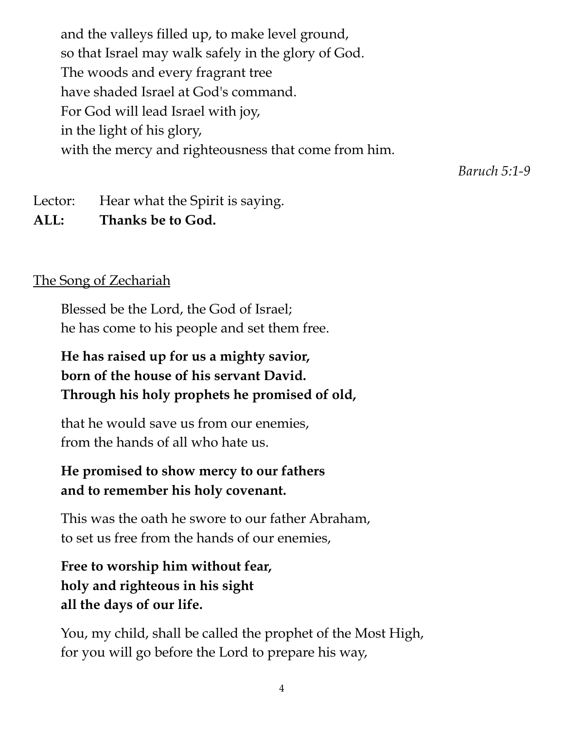and the valleys filled up, to make level ground,  
so that Israel may walk safely in the glory of God.  
The woods and every fragrant tree  
have shaded Israel at God's command.  
For God will lead Israel with joy,  
in the light of his glory,  
with the mercy and righteousness that come from him.

*Baruch 5:1-9*

Lector: Hear what the Spirit is saying.  
**ALL: Thanks be to God.**

<u>The Song of Zechariah</u>

Blessed be the Lord, the God of Israel;  
he has come to his people and set them free.

**He has raised up for us a mighty savior,**  
**born of the house of his servant David.**  
**Through his holy prophets he promised of old,**

that he would save us from our enemies,  
from the hands of all who hate us.

**He promised to show mercy to our fathers**  
**and to remember his holy covenant.**

This was the oath he swore to our father Abraham,  
to set us free from the hands of our enemies,

**Free to worship him without fear,**  
**holy and righteous in his sight**  
**all the days of our life.**

You, my child, shall be called the prophet of the Most High,  
for you will go before the Lord to prepare his way,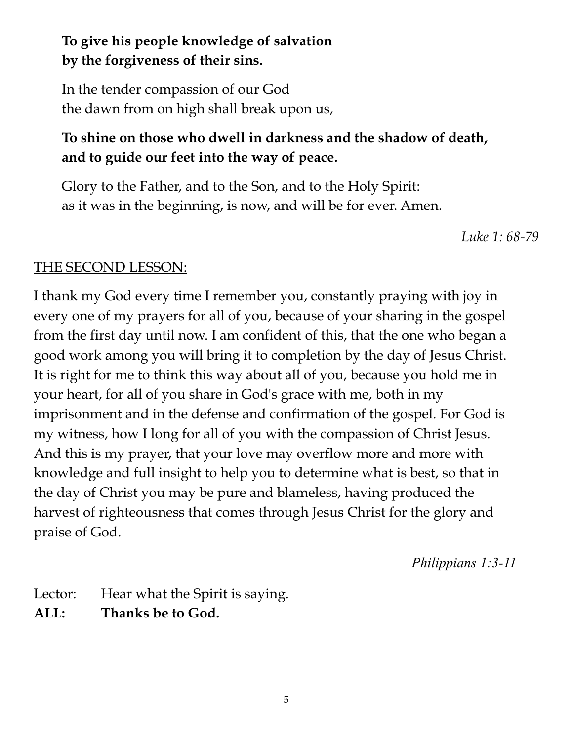**To give his people knowledge of salvation**
**by the forgiveness of their sins.**

In the tender compassion of our God
the dawn from on high shall break upon us,

**To shine on those who dwell in darkness and the shadow of death,**
**and to guide our feet into the way of peace.**

Glory to the Father, and to the Son, and to the Holy Spirit:
as it was in the beginning, is now, and will be for ever. Amen.

*Luke 1: 68-79*

<u>THE SECOND LESSON:</u>

I thank my God every time I remember you, constantly praying with joy in every one of my prayers for all of you, because of your sharing in the gospel from the first day until now. I am confident of this, that the one who began a good work among you will bring it to completion by the day of Jesus Christ. It is right for me to think this way about all of you, because you hold me in your heart, for all of you share in God's grace with me, both in my imprisonment and in the defense and confirmation of the gospel. For God is my witness, how I long for all of you with the compassion of Christ Jesus. And this is my prayer, that your love may overflow more and more with knowledge and full insight to help you to determine what is best, so that in the day of Christ you may be pure and blameless, having produced the harvest of righteousness that comes through Jesus Christ for the glory and praise of God.

*Philippians 1:3-11*

Lector: Hear what the Spirit is saying.
**ALL: Thanks be to God.**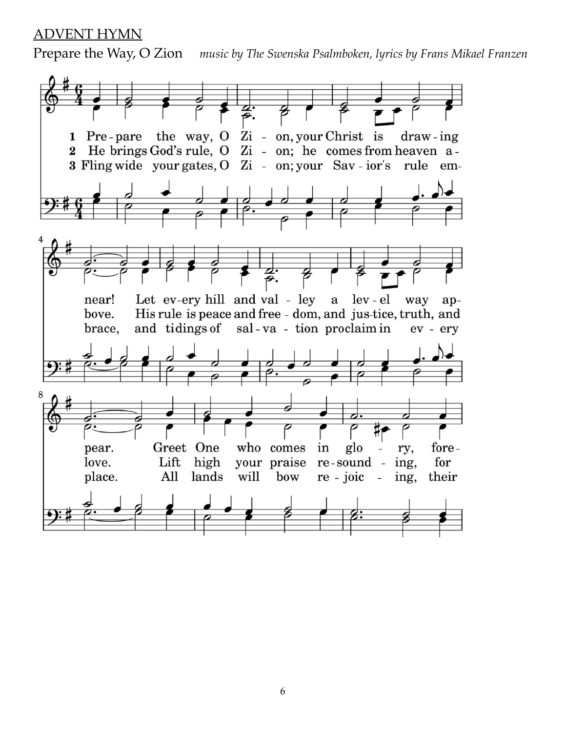ADVENT HYMN

Prepare the Way, O Zion *music by The Swenska Psalmboken, lyrics by Frans Mikael Franzen*

1 Pre-pare the way, O Zi - on, your Christ is draw-ing near! Let ev-ery hill and val - ley a lev-el way ap-pear. Greet One who comes in glo - ry, fore-

2 He brings God's rule, O Zi - on; he comes from heaven a-bove. His rule is peace and free - dom, and jus-tice, truth, and love. Lift high your praise re-sound - ing, for

3 Fling wide your gates, O Zi - on; your Sav - ior's rule em-brace, and tidings of sal-va - tion proclaim in ev - ery place. All lands will bow re - joic - ing, their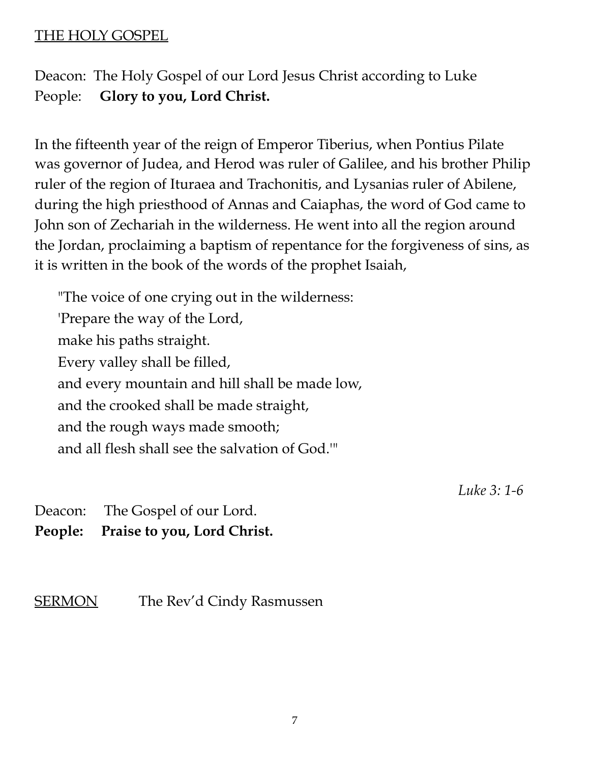THE HOLY GOSPEL

Deacon: The Holy Gospel of our Lord Jesus Christ according to Luke
People: **Glory to you, Lord Christ.**

In the fifteenth year of the reign of Emperor Tiberius, when Pontius Pilate was governor of Judea, and Herod was ruler of Galilee, and his brother Philip ruler of the region of Ituraea and Trachonitis, and Lysanias ruler of Abilene, during the high priesthood of Annas and Caiaphas, the word of God came to John son of Zechariah in the wilderness. He went into all the region around the Jordan, proclaiming a baptism of repentance for the forgiveness of sins, as it is written in the book of the words of the prophet Isaiah,

> "The voice of one crying out in the wilderness:
> 'Prepare the way of the Lord,
> make his paths straight.
> Every valley shall be filled,
> and every mountain and hill shall be made low,
> and the crooked shall be made straight,
> and the rough ways made smooth;
> and all flesh shall see the salvation of God.'"

*Luke 3: 1-6*

Deacon: The Gospel of our Lord.
**People: Praise to you, Lord Christ.**

SERMON The Rev'd Cindy Rasmussen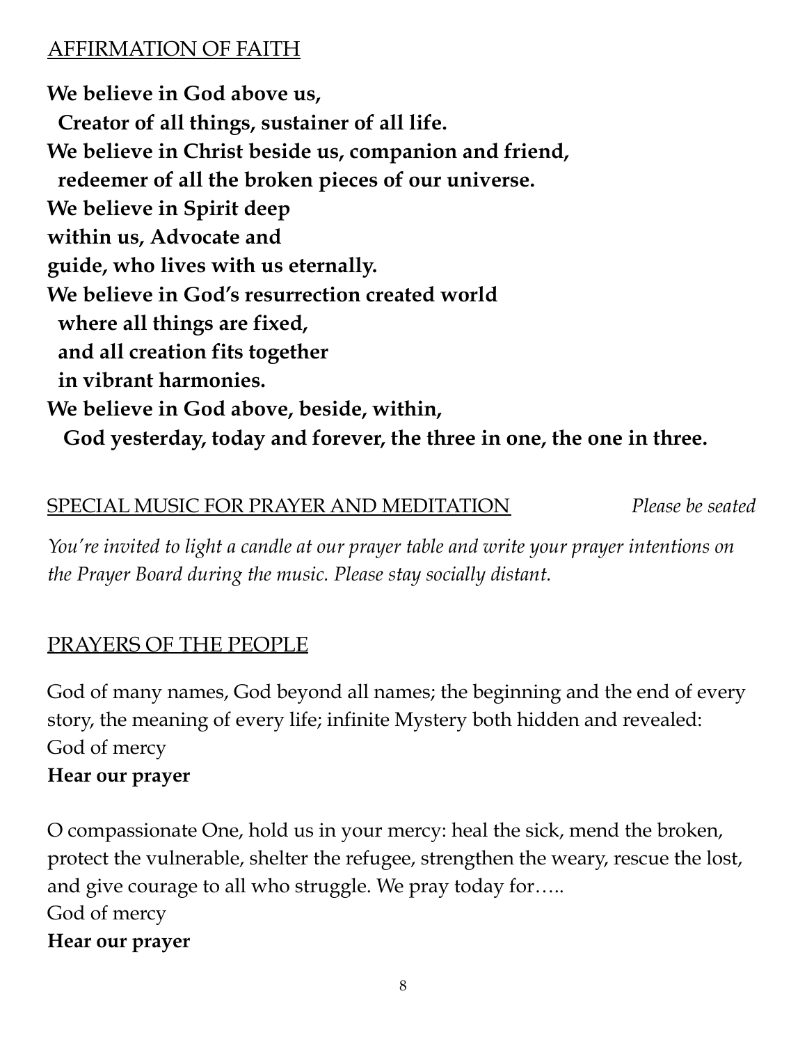## AFFIRMATION OF FAITH

**We believe in God above us,**
**Creator of all things, sustainer of all life.**
**We believe in Christ beside us, companion and friend,**
**redeemer of all the broken pieces of our universe.**
**We believe in Spirit deep**
**within us, Advocate and**
**guide, who lives with us eternally.**
**We believe in God's resurrection created world**
**where all things are fixed,**
**and all creation fits together**
**in vibrant harmonies.**
**We believe in God above, beside, within,**
**God yesterday, today and forever, the three in one, the one in three.**

## SPECIAL MUSIC FOR PRAYER AND MEDITATION *Please be seated*

*You're invited to light a candle at our prayer table and write your prayer intentions on the Prayer Board during the music. Please stay socially distant.*

## PRAYERS OF THE PEOPLE

God of many names, God beyond all names; the beginning and the end of every story, the meaning of every life; infinite Mystery both hidden and revealed:
God of mercy
**Hear our prayer**

O compassionate One, hold us in your mercy: heal the sick, mend the broken, protect the vulnerable, shelter the refugee, strengthen the weary, rescue the lost, and give courage to all who struggle. We pray today for…..
God of mercy
**Hear our prayer**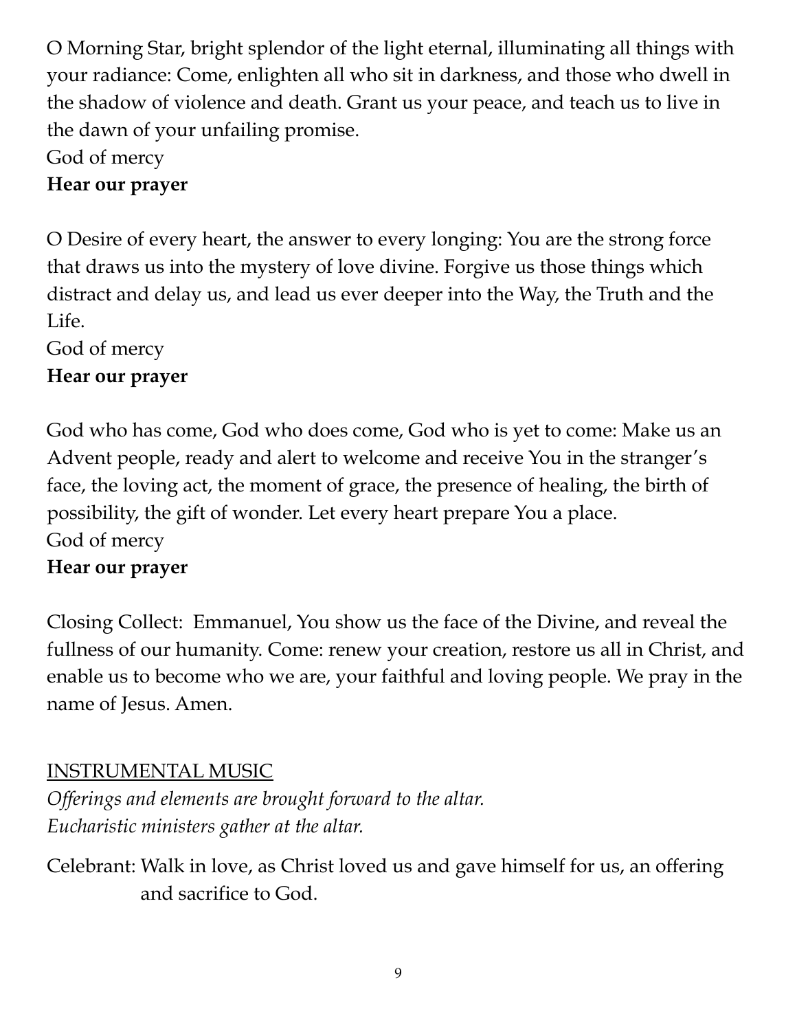O Morning Star, bright splendor of the light eternal, illuminating all things with your radiance: Come, enlighten all who sit in darkness, and those who dwell in the shadow of violence and death. Grant us your peace, and teach us to live in the dawn of your unfailing promise.
God of mercy
**Hear our prayer**

O Desire of every heart, the answer to every longing: You are the strong force that draws us into the mystery of love divine. Forgive us those things which distract and delay us, and lead us ever deeper into the Way, the Truth and the Life.
God of mercy
**Hear our prayer**

God who has come, God who does come, God who is yet to come: Make us an Advent people, ready and alert to welcome and receive You in the stranger's face, the loving act, the moment of grace, the presence of healing, the birth of possibility, the gift of wonder. Let every heart prepare You a place.
God of mercy
**Hear our prayer**

Closing Collect: Emmanuel, You show us the face of the Divine, and reveal the fullness of our humanity. Come: renew your creation, restore us all in Christ, and enable us to become who we are, your faithful and loving people. We pray in the name of Jesus. Amen.

<u>INSTRUMENTAL MUSIC</u>

*Offerings and elements are brought forward to the altar.*
*Eucharistic ministers gather at the altar.*

Celebrant: Walk in love, as Christ loved us and gave himself for us, an offering and sacrifice to God.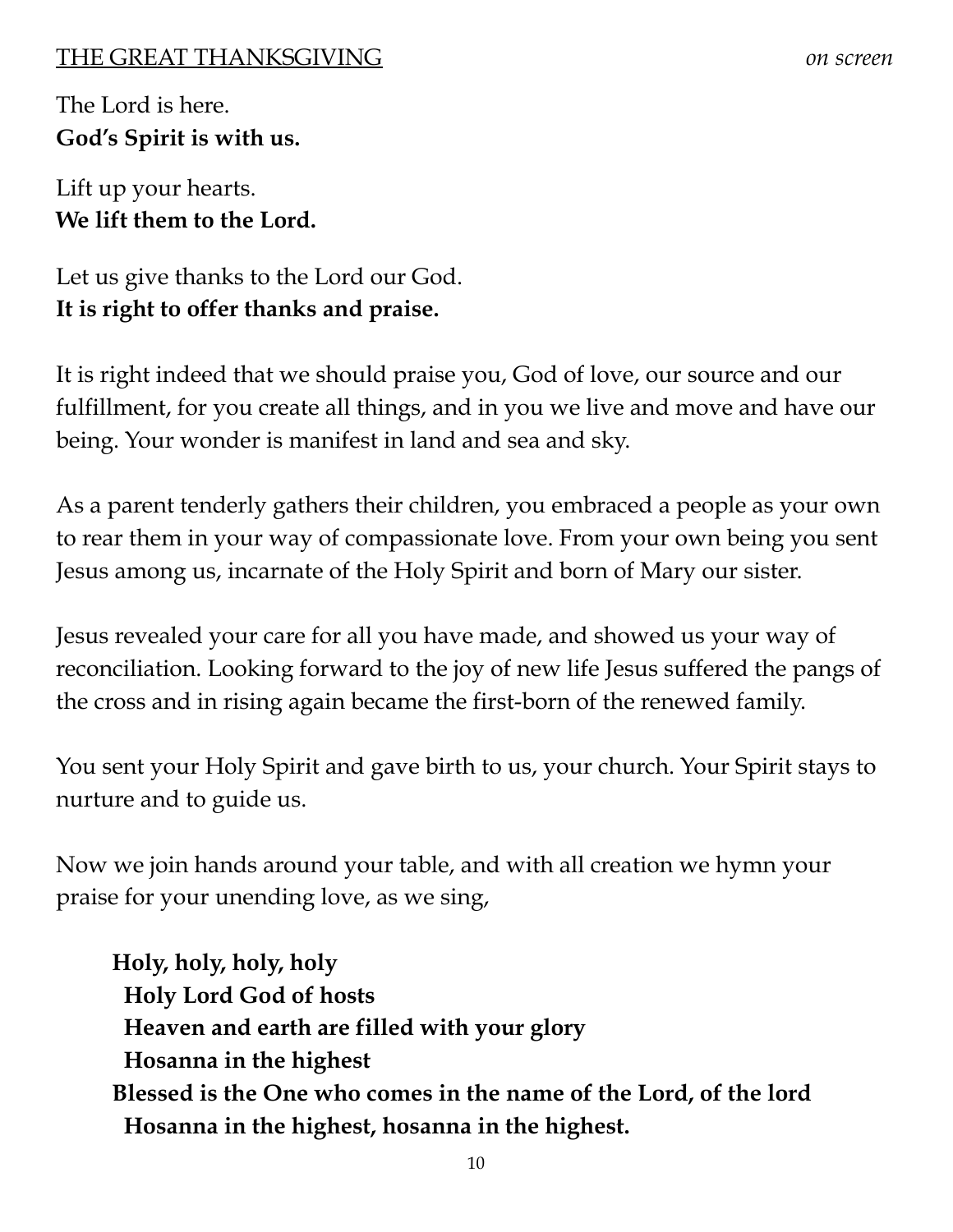<u>THE GREAT THANKSGIVING</u> *on screen*

The Lord is here.
**God's Spirit is with us.**

Lift up your hearts.
**We lift them to the Lord.**

Let us give thanks to the Lord our God.
**It is right to offer thanks and praise.**

It is right indeed that we should praise you, God of love, our source and our fulfillment, for you create all things, and in you we live and move and have our being. Your wonder is manifest in land and sea and sky.

As a parent tenderly gathers their children, you embraced a people as your own to rear them in your way of compassionate love. From your own being you sent Jesus among us, incarnate of the Holy Spirit and born of Mary our sister.

Jesus revealed your care for all you have made, and showed us your way of reconciliation. Looking forward to the joy of new life Jesus suffered the pangs of the cross and in rising again became the first-born of the renewed family.

You sent your Holy Spirit and gave birth to us, your church. Your Spirit stays to nurture and to guide us.

Now we join hands around your table, and with all creation we hymn your praise for your unending love, as we sing,

**Holy, holy, holy, holy**
**Holy Lord God of hosts**
**Heaven and earth are filled with your glory**
**Hosanna in the highest**
**Blessed is the One who comes in the name of the Lord, of the lord**
**Hosanna in the highest, hosanna in the highest.**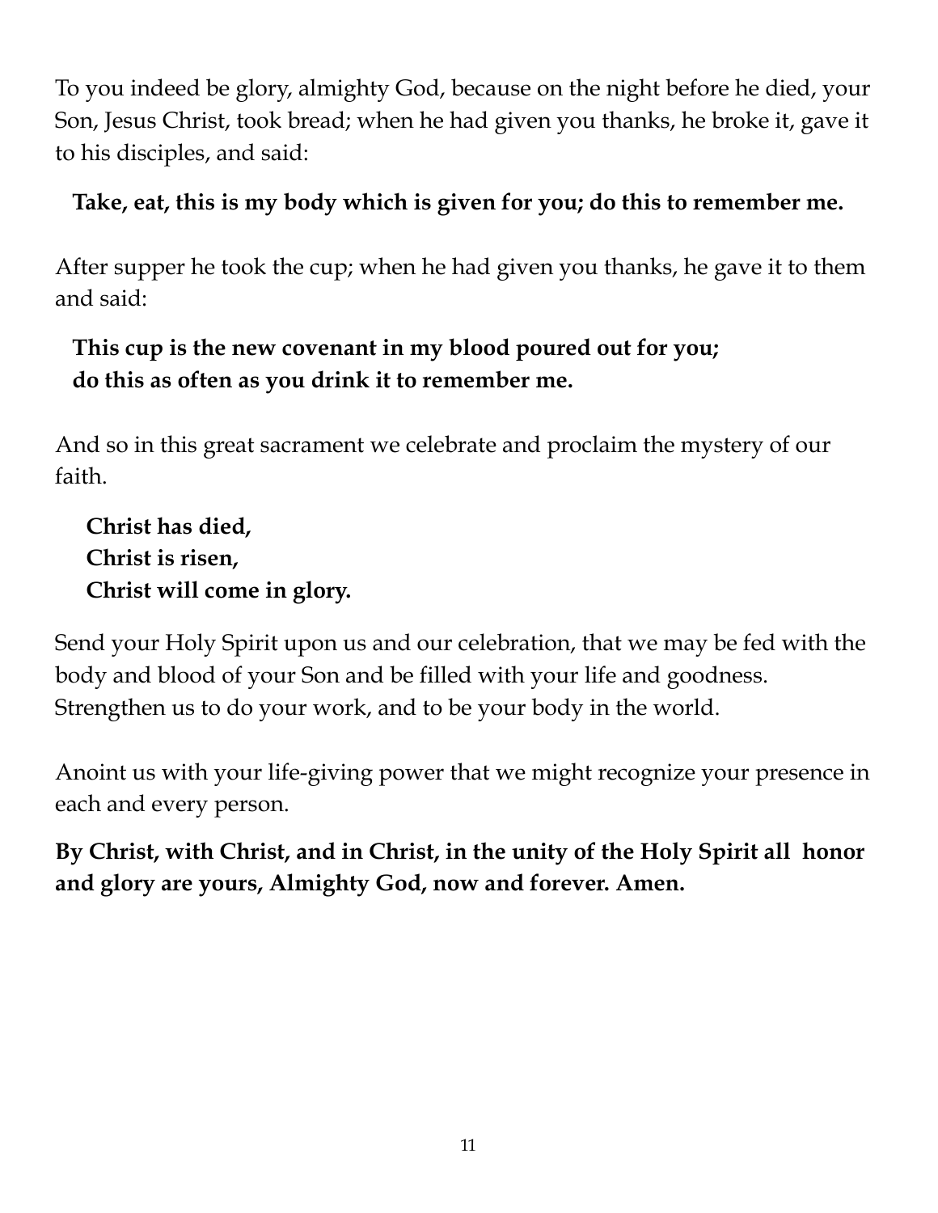To you indeed be glory, almighty God, because on the night before he died, your Son, Jesus Christ, took bread; when he had given you thanks, he broke it, gave it to his disciples, and said:

**Take, eat, this is my body which is given for you; do this to remember me.**

After supper he took the cup; when he had given you thanks, he gave it to them and said:

**This cup is the new covenant in my blood poured out for you;**
**do this as often as you drink it to remember me.**

And so in this great sacrament we celebrate and proclaim the mystery of our faith.

**Christ has died,**
**Christ is risen,**
**Christ will come in glory.**

Send your Holy Spirit upon us and our celebration, that we may be fed with the body and blood of your Son and be filled with your life and goodness. Strengthen us to do your work, and to be your body in the world.

Anoint us with your life-giving power that we might recognize your presence in each and every person.

**By Christ, with Christ, and in Christ, in the unity of the Holy Spirit all honor and glory are yours, Almighty God, now and forever. Amen.**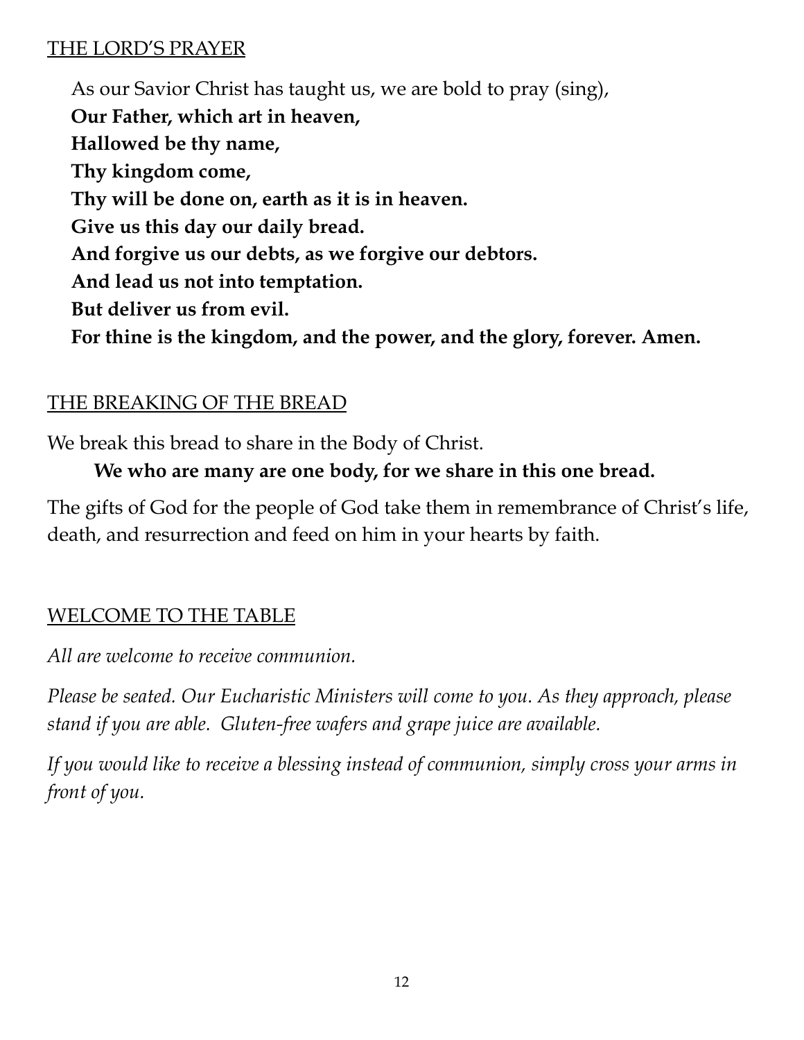## THE LORD'S PRAYER

As our Savior Christ has taught us, we are bold to pray (sing),

**Our Father, which art in heaven,**
**Hallowed be thy name,**
**Thy kingdom come,**
**Thy will be done on, earth as it is in heaven.**
**Give us this day our daily bread.**
**And forgive us our debts, as we forgive our debtors.**
**And lead us not into temptation.**
**But deliver us from evil.**
**For thine is the kingdom, and the power, and the glory, forever. Amen.**

## THE BREAKING OF THE BREAD

We break this bread to share in the Body of Christ.

**We who are many are one body, for we share in this one bread.**

The gifts of God for the people of God take them in remembrance of Christ's life, death, and resurrection and feed on him in your hearts by faith.

## WELCOME TO THE TABLE

*All are welcome to receive communion.*

*Please be seated. Our Eucharistic Ministers will come to you. As they approach, please stand if you are able. Gluten-free wafers and grape juice are available.*

*If you would like to receive a blessing instead of communion, simply cross your arms in front of you.*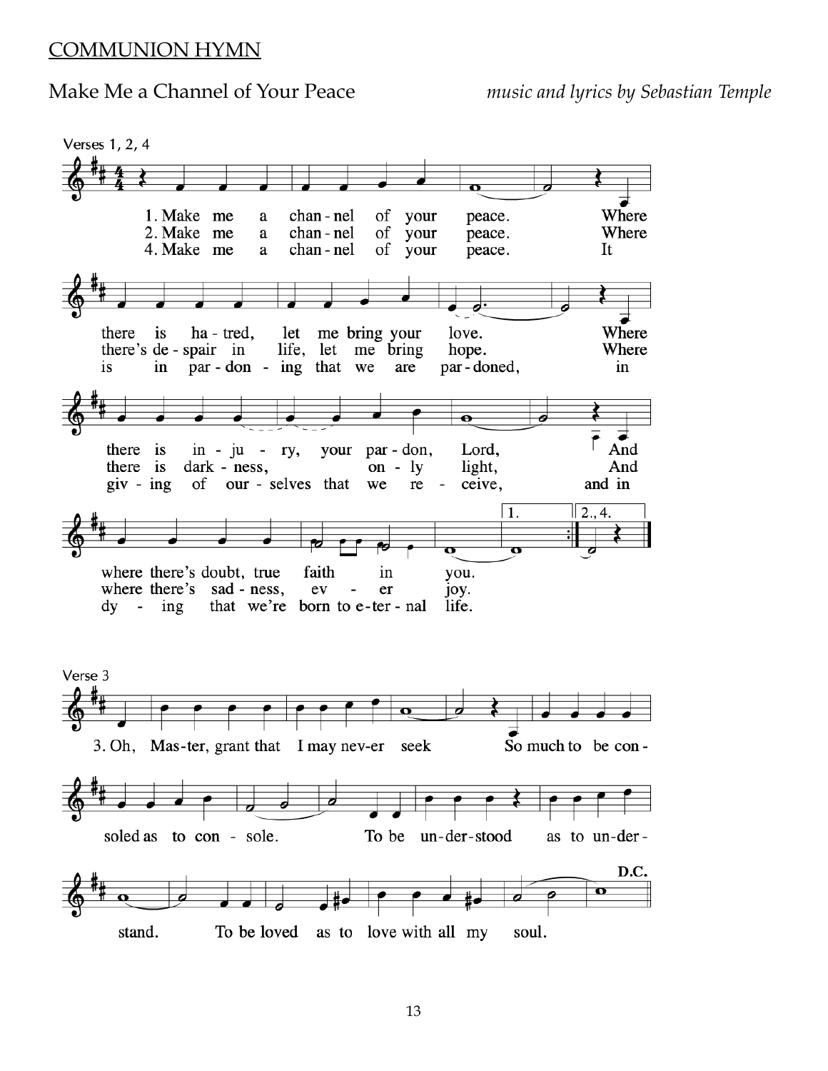## COMMUNION HYMN

Make Me a Channel of Your Peace *music and lyrics by Sebastian Temple*

Verses 1, 2, 4

1. Make me a chan-nel of your peace. Where there is ha-tred, let me bring your love. Where there is in-ju-ry, your par-don, Lord, And where there's doubt, true faith in you.

2. Make me a chan-nel of your peace. Where there's de-spair in life, let me bring hope. Where there is dark-ness, on-ly light, And where there's sad-ness, ev-er joy.

4. Make me a chan-nel of your peace. It is in par-don-ing that we are par-doned, in giv-ing of our-selves that we re-ceive, and in dy-ing that we're born to e-ter-nal life.

Verse 3

3. Oh, Mas-ter, grant that I may nev-er seek So much to be con-soled as to con-sole. To be un-der-stood as to un-der-stand. To be loved as to love with all my soul.

D.C.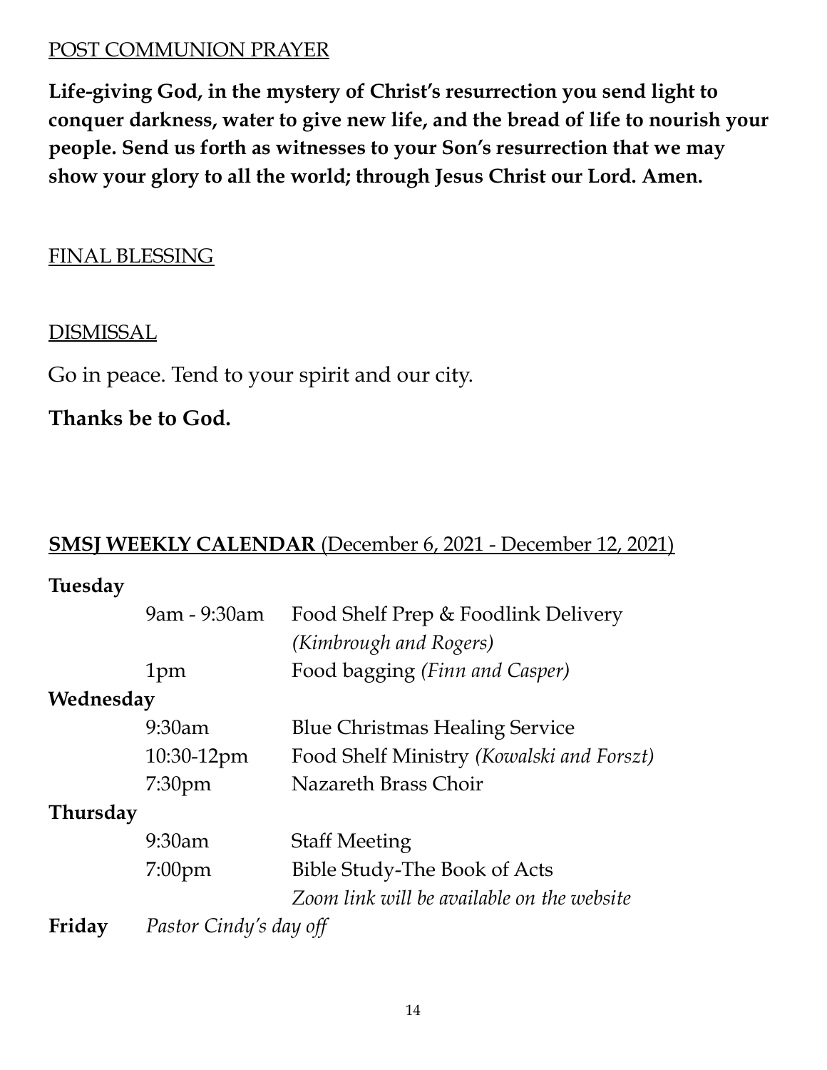## POST COMMUNION PRAYER

**Life-giving God, in the mystery of Christ's resurrection you send light to conquer darkness, water to give new life, and the bread of life to nourish your people. Send us forth as witnesses to your Son's resurrection that we may show your glory to all the world; through Jesus Christ our Lord. Amen.**

## FINAL BLESSING

## DISMISSAL

Go in peace. Tend to your spirit and our city.

**Thanks be to God.**

## SMSJ WEEKLY CALENDAR (December 6, 2021 - December 12, 2021)

**Tuesday**

| | |
|---|---|
| 9am - 9:30am | Food Shelf Prep & Foodlink Delivery *(Kimbrough and Rogers)* |
| 1pm | Food bagging *(Finn and Casper)* |

**Wednesday**

| | |
|---|---|
| 9:30am | Blue Christmas Healing Service |
| 10:30-12pm | Food Shelf Ministry *(Kowalski and Forszt)* |
| 7:30pm | Nazareth Brass Choir |

**Thursday**

| | |
|---|---|
| 9:30am | Staff Meeting |
| 7:00pm | Bible Study-The Book of Acts *Zoom link will be available on the website* |

**Friday** *Pastor Cindy's day off*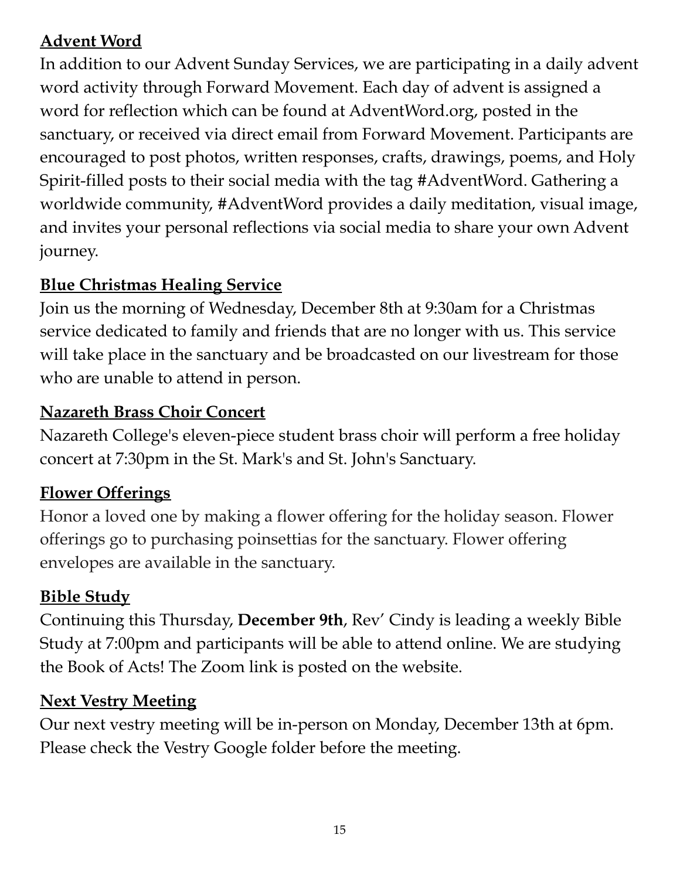## Advent Word

In addition to our Advent Sunday Services, we are participating in a daily advent word activity through Forward Movement. Each day of advent is assigned a word for reflection which can be found at AdventWord.org, posted in the sanctuary, or received via direct email from Forward Movement. Participants are encouraged to post photos, written responses, crafts, drawings, poems, and Holy Spirit-filled posts to their social media with the tag #AdventWord. Gathering a worldwide community, #AdventWord provides a daily meditation, visual image, and invites your personal reflections via social media to share your own Advent journey.

## Blue Christmas Healing Service

Join us the morning of Wednesday, December 8th at 9:30am for a Christmas service dedicated to family and friends that are no longer with us. This service will take place in the sanctuary and be broadcasted on our livestream for those who are unable to attend in person.

## Nazareth Brass Choir Concert

Nazareth College's eleven-piece student brass choir will perform a free holiday concert at 7:30pm in the St. Mark's and St. John's Sanctuary.

## Flower Offerings

Honor a loved one by making a flower offering for the holiday season. Flower offerings go to purchasing poinsettias for the sanctuary. Flower offering envelopes are available in the sanctuary.

## Bible Study

Continuing this Thursday, **December 9th**, Rev' Cindy is leading a weekly Bible Study at 7:00pm and participants will be able to attend online. We are studying the Book of Acts! The Zoom link is posted on the website.

## Next Vestry Meeting

Our next vestry meeting will be in-person on Monday, December 13th at 6pm. Please check the Vestry Google folder before the meeting.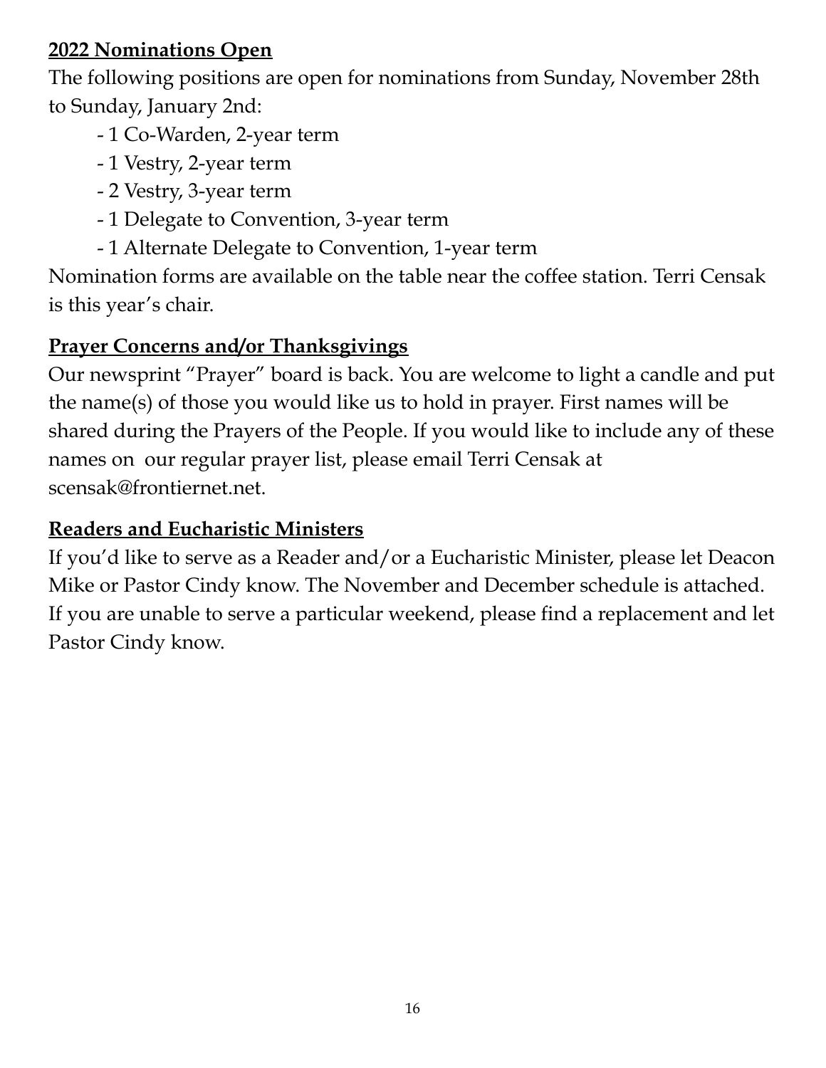**2022 Nominations Open**

The following positions are open for nominations from Sunday, November 28th to Sunday, January 2nd:

- 1 Co-Warden, 2-year term
- 1 Vestry, 2-year term
- 2 Vestry, 3-year term
- 1 Delegate to Convention, 3-year term
- 1 Alternate Delegate to Convention, 1-year term

Nomination forms are available on the table near the coffee station. Terri Censak is this year's chair.

**Prayer Concerns and/or Thanksgivings**

Our newsprint "Prayer" board is back. You are welcome to light a candle and put the name(s) of those you would like us to hold in prayer. First names will be shared during the Prayers of the People. If you would like to include any of these names on our regular prayer list, please email Terri Censak at scensak@frontiernet.net.

**Readers and Eucharistic Ministers**

If you'd like to serve as a Reader and/or a Eucharistic Minister, please let Deacon Mike or Pastor Cindy know. The November and December schedule is attached. If you are unable to serve a particular weekend, please find a replacement and let Pastor Cindy know.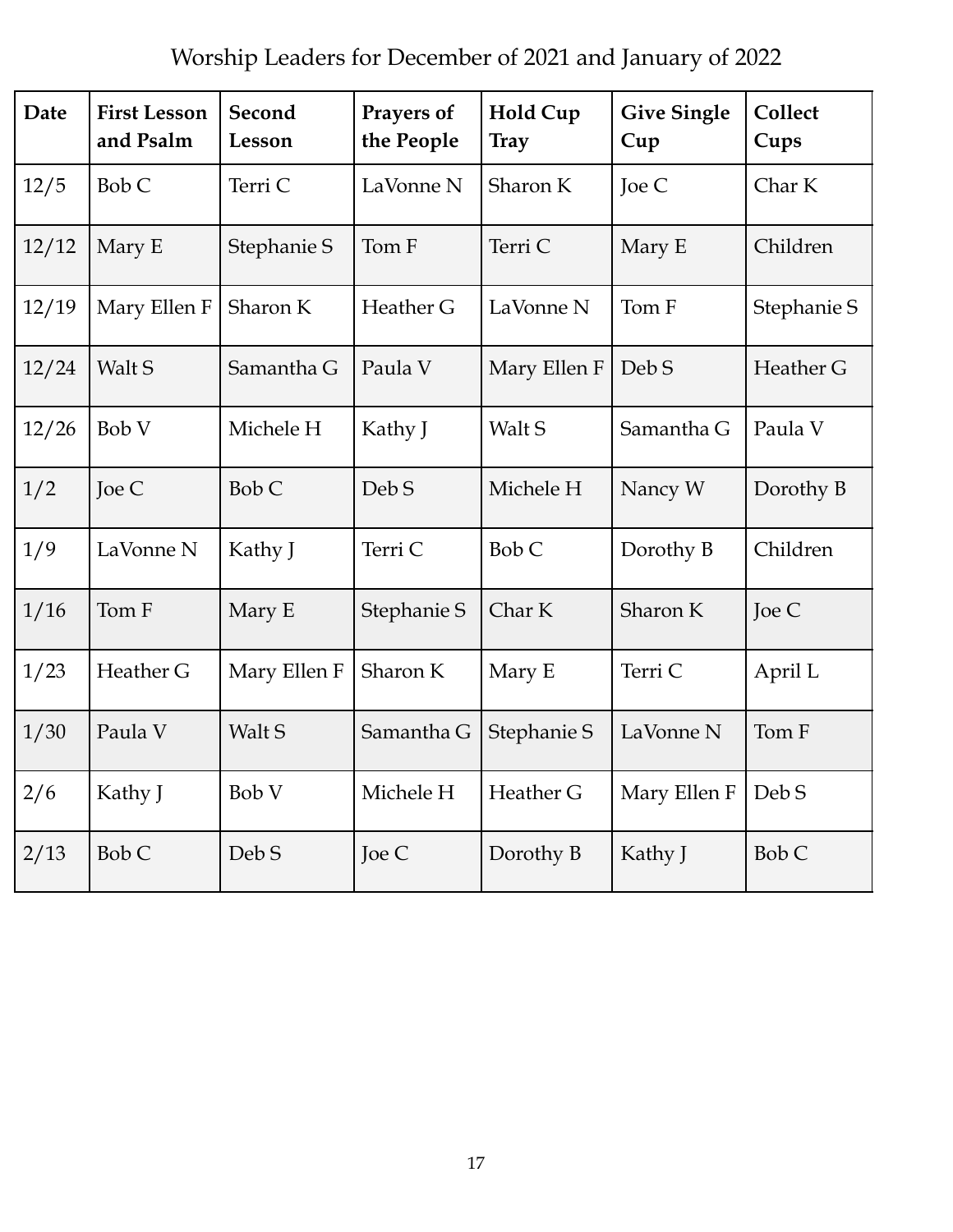# Worship Leaders for December of 2021 and January of 2022

| Date | First Lesson and Psalm | Second Lesson | Prayers of the People | Hold Cup Tray | Give Single Cup | Collect Cups |
|---|---|---|---|---|---|---|
| 12/5 | Bob C | Terri C | LaVonne N | Sharon K | Joe C | Char K |
| 12/12 | Mary E | Stephanie S | Tom F | Terri C | Mary E | Children |
| 12/19 | Mary Ellen F | Sharon K | Heather G | LaVonne N | Tom F | Stephanie S |
| 12/24 | Walt S | Samantha G | Paula V | Mary Ellen F | Deb S | Heather G |
| 12/26 | Bob V | Michele H | Kathy J | Walt S | Samantha G | Paula V |
| 1/2 | Joe C | Bob C | Deb S | Michele H | Nancy W | Dorothy B |
| 1/9 | LaVonne N | Kathy J | Terri C | Bob C | Dorothy B | Children |
| 1/16 | Tom F | Mary E | Stephanie S | Char K | Sharon K | Joe C |
| 1/23 | Heather G | Mary Ellen F | Sharon K | Mary E | Terri C | April L |
| 1/30 | Paula V | Walt S | Samantha G | Stephanie S | LaVonne N | Tom F |
| 2/6 | Kathy J | Bob V | Michele H | Heather G | Mary Ellen F | Deb S |
| 2/13 | Bob C | Deb S | Joe C | Dorothy B | Kathy J | Bob C |